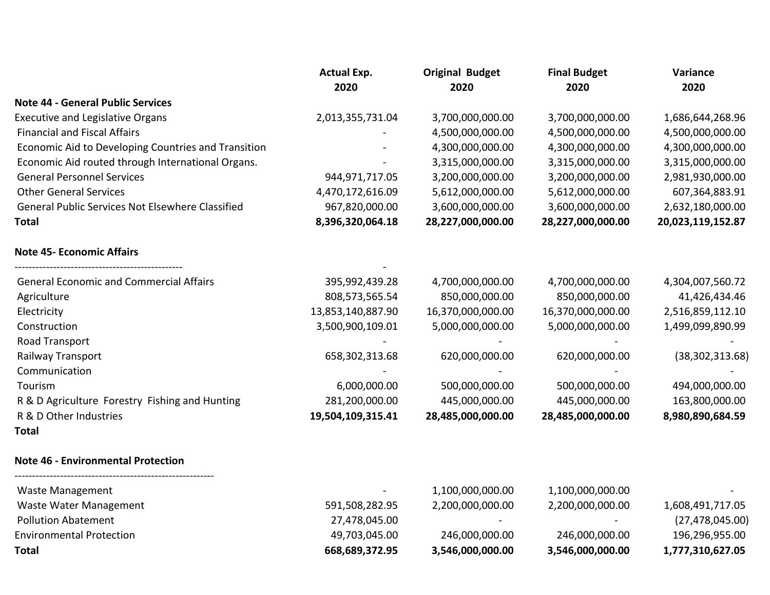| | Actual Exp. 2020 | Original Budget 2020 | Final Budget 2020 | Variance 2020 |
|---|---|---|---|---|
| **Note 44 - General Public Services** | | | | |
| Executive and Legislative Organs | 2,013,355,731.04 | 3,700,000,000.00 | 3,700,000,000.00 | 1,686,644,268.96 |
| Financial and Fiscal Affairs | - | 4,500,000,000.00 | 4,500,000,000.00 | 4,500,000,000.00 |
| Economic Aid to Developing Countries and Transition | - | 4,300,000,000.00 | 4,300,000,000.00 | 4,300,000,000.00 |
| Economic Aid routed through International Organs. | - | 3,315,000,000.00 | 3,315,000,000.00 | 3,315,000,000.00 |
| General Personnel Services | 944,971,717.05 | 3,200,000,000.00 | 3,200,000,000.00 | 2,981,930,000.00 |
| Other General Services | 4,470,172,616.09 | 5,612,000,000.00 | 5,612,000,000.00 | 607,364,883.91 |
| General Public Services Not Elsewhere Classified | 967,820,000.00 | 3,600,000,000.00 | 3,600,000,000.00 | 2,632,180,000.00 |
| **Total** | **8,396,320,064.18** | **28,227,000,000.00** | **28,227,000,000.00** | **20,023,119,152.87** |
| | | | | |
| **Note 45- Economic Affairs** | | | | |
| ------------------------------------------------ | - | | | |
| General Economic and Commercial Affairs | 395,992,439.28 | 4,700,000,000.00 | 4,700,000,000.00 | 4,304,007,560.72 |
| Agriculture | 808,573,565.54 | 850,000,000.00 | 850,000,000.00 | 41,426,434.46 |
| Electricity | 13,853,140,887.90 | 16,370,000,000.00 | 16,370,000,000.00 | 2,516,859,112.10 |
| Construction | 3,500,900,109.01 | 5,000,000,000.00 | 5,000,000,000.00 | 1,499,099,890.99 |
| Road Transport | - | - | - | - |
| Railway Transport | 658,302,313.68 | 620,000,000.00 | 620,000,000.00 | (38,302,313.68) |
| Communication | - | - | - | - |
| Tourism | 6,000,000.00 | 500,000,000.00 | 500,000,000.00 | 494,000,000.00 |
| R & D Agriculture Forestry Fishing and Hunting | 281,200,000.00 | 445,000,000.00 | 445,000,000.00 | 163,800,000.00 |
| R & D Other Industries | **19,504,109,315.41** | **28,485,000,000.00** | **28,485,000,000.00** | **8,980,890,684.59** |
| **Total** | | | | |
| | | | | |
| **Note 46 - Environmental Protection** | | | | |
| --------------------------------------------------------- | | | | |
| Waste Management | - | 1,100,000,000.00 | 1,100,000,000.00 | - |
| Waste Water Management | 591,508,282.95 | 2,200,000,000.00 | 2,200,000,000.00 | 1,608,491,717.05 |
| Pollution Abatement | 27,478,045.00 | - | - | (27,478,045.00) |
| Environmental Protection | 49,703,045.00 | 246,000,000.00 | 246,000,000.00 | 196,296,955.00 |
| **Total** | **668,689,372.95** | **3,546,000,000.00** | **3,546,000,000.00** | **1,777,310,627.05** |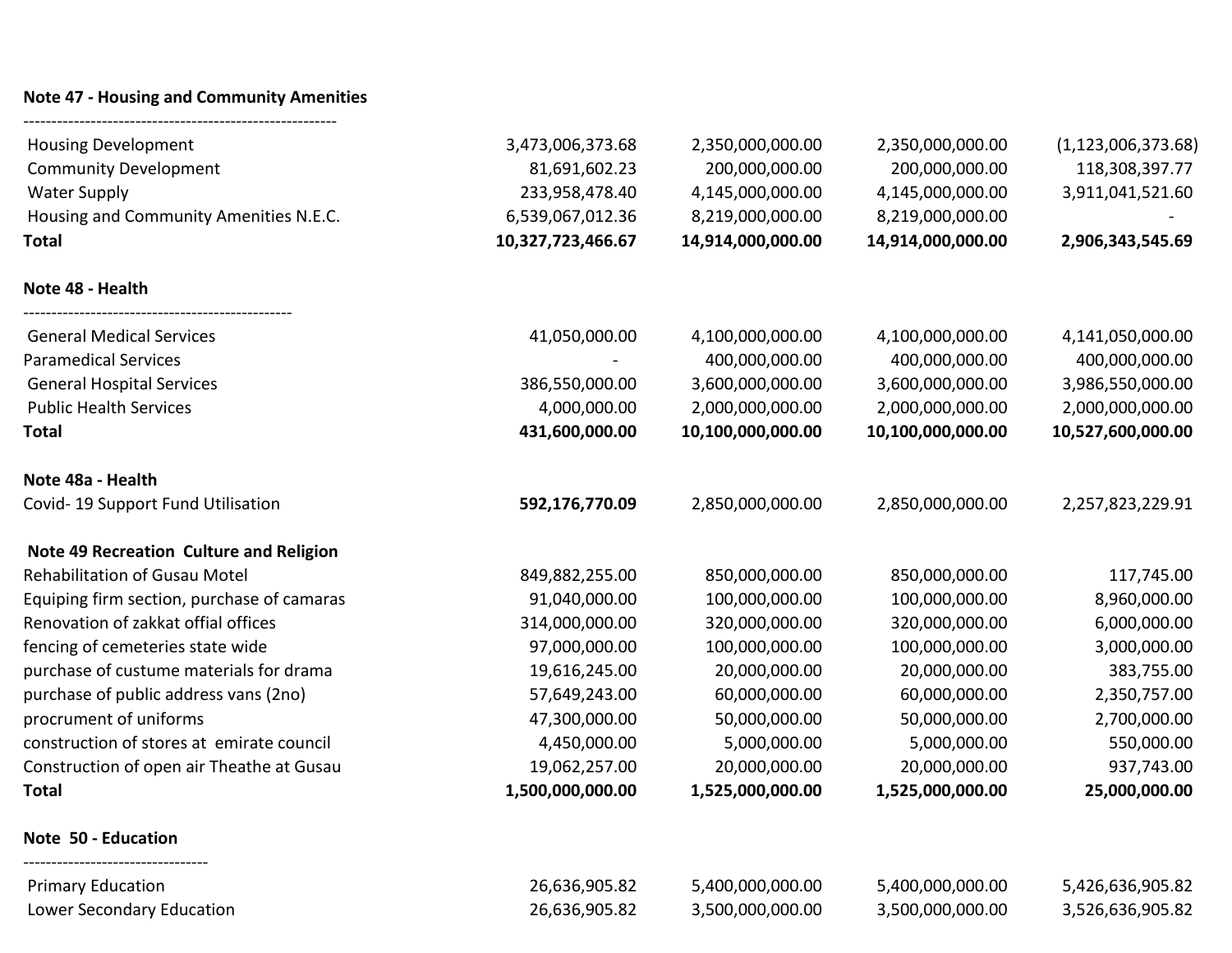**Note 47 - Housing and Community Amenities**

| | | | | |
|---|---|---|---|---|
| Housing Development | 3,473,006,373.68 | 2,350,000,000.00 | 2,350,000,000.00 | (1,123,006,373.68) |
| Community Development | 81,691,602.23 | 200,000,000.00 | 200,000,000.00 | 118,308,397.77 |
| Water Supply | 233,958,478.40 | 4,145,000,000.00 | 4,145,000,000.00 | 3,911,041,521.60 |
| Housing and Community Amenities N.E.C. | 6,539,067,012.36 | 8,219,000,000.00 | 8,219,000,000.00 | - |
| **Total** | **10,327,723,466.67** | **14,914,000,000.00** | **14,914,000,000.00** | **2,906,343,545.69** |

**Note 48 - Health**

| | | | | |
|---|---|---|---|---|
| General Medical Services | 41,050,000.00 | 4,100,000,000.00 | 4,100,000,000.00 | 4,141,050,000.00 |
| Paramedical Services | - | 400,000,000.00 | 400,000,000.00 | 400,000,000.00 |
| General Hospital Services | 386,550,000.00 | 3,600,000,000.00 | 3,600,000,000.00 | 3,986,550,000.00 |
| Public Health Services | 4,000,000.00 | 2,000,000,000.00 | 2,000,000,000.00 | 2,000,000,000.00 |
| **Total** | **431,600,000.00** | **10,100,000,000.00** | **10,100,000,000.00** | **10,527,600,000.00** |

**Note 48a - Health**

| | | | | |
|---|---|---|---|---|
| Covid- 19 Support Fund Utilisation | **592,176,770.09** | 2,850,000,000.00 | 2,850,000,000.00 | 2,257,823,229.91 |

**Note 49 Recreation Culture and Religion**

| | | | | |
|---|---|---|---|---|
| Rehabilitation of Gusau Motel | 849,882,255.00 | 850,000,000.00 | 850,000,000.00 | 117,745.00 |
| Equiping firm section, purchase of camaras | 91,040,000.00 | 100,000,000.00 | 100,000,000.00 | 8,960,000.00 |
| Renovation of zakkat offial offices | 314,000,000.00 | 320,000,000.00 | 320,000,000.00 | 6,000,000.00 |
| fencing of cemeteries state wide | 97,000,000.00 | 100,000,000.00 | 100,000,000.00 | 3,000,000.00 |
| purchase of custume materials for drama | 19,616,245.00 | 20,000,000.00 | 20,000,000.00 | 383,755.00 |
| purchase of public address vans (2no) | 57,649,243.00 | 60,000,000.00 | 60,000,000.00 | 2,350,757.00 |
| procrument of uniforms | 47,300,000.00 | 50,000,000.00 | 50,000,000.00 | 2,700,000.00 |
| construction of stores at emirate council | 4,450,000.00 | 5,000,000.00 | 5,000,000.00 | 550,000.00 |
| Construction of open air Theathe at Gusau | 19,062,257.00 | 20,000,000.00 | 20,000,000.00 | 937,743.00 |
| **Total** | **1,500,000,000.00** | **1,525,000,000.00** | **1,525,000,000.00** | **25,000,000.00** |

**Note 50 - Education**

| | | | | |
|---|---|---|---|---|
| Primary Education | 26,636,905.82 | 5,400,000,000.00 | 5,400,000,000.00 | 5,426,636,905.82 |
| Lower Secondary Education | 26,636,905.82 | 3,500,000,000.00 | 3,500,000,000.00 | 3,526,636,905.82 |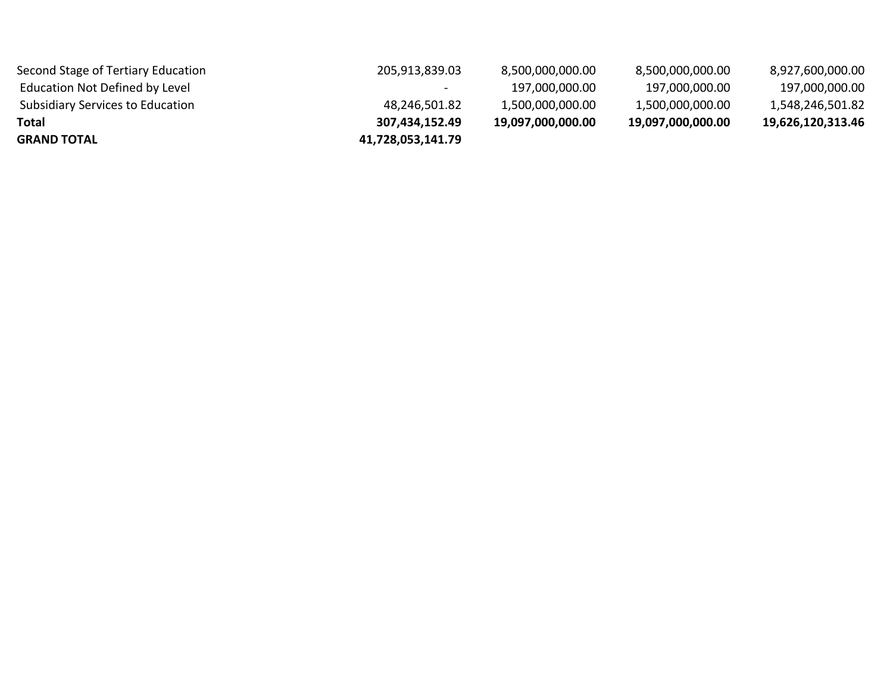| | | | | |
|---|---|---|---|---|
| Second Stage of Tertiary Education | 205,913,839.03 | 8,500,000,000.00 | 8,500,000,000.00 | 8,927,600,000.00 |
| Education Not Defined by Level | - | 197,000,000.00 | 197,000,000.00 | 197,000,000.00 |
| Subsidiary Services to Education | 48,246,501.82 | 1,500,000,000.00 | 1,500,000,000.00 | 1,548,246,501.82 |
| **Total** | **307,434,152.49** | **19,097,000,000.00** | **19,097,000,000.00** | **19,626,120,313.46** |
| **GRAND TOTAL** | **41,728,053,141.79** | | | |